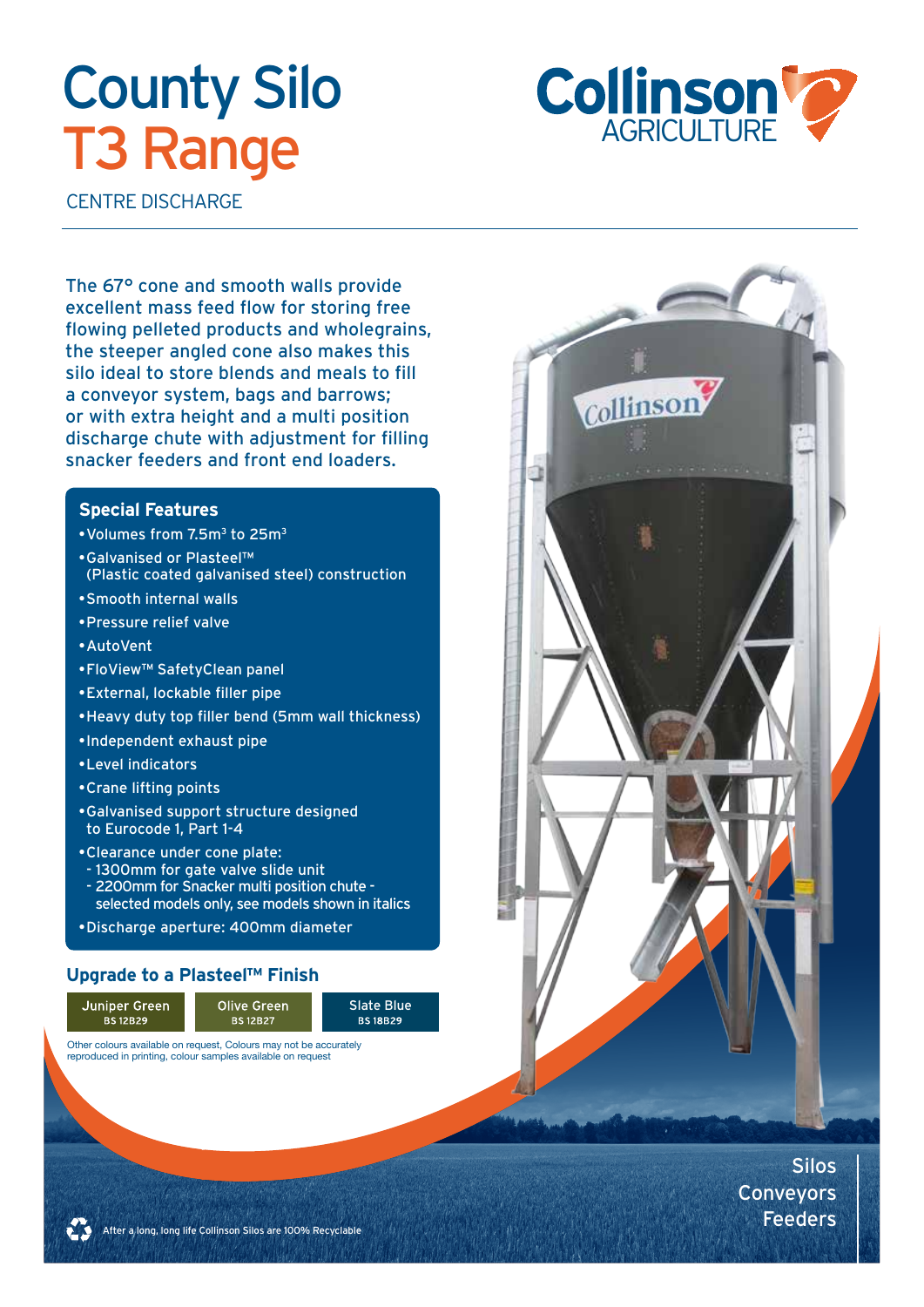# County Silo T3 Range

CENTRE DISCHARGE

Collinson AGRICULTURE

The 67° cone and smooth walls provide excellent mass feed flow for storing free flowing pelleted products and wholegrains, the steeper angled cone also makes this silo ideal to store blends and meals to fill a conveyor system, bags and barrows; or with extra height and a multi position discharge chute with adjustment for filling snacker feeders and front end loaders.

## Special Features

- Volumes from 7.5m³ to 25m³
- Galvanised or Plasteel™ (Plastic coated galvanised steel) construction
- Smooth internal walls
- Pressure relief valve
- AutoVent
- FloView™ SafetyClean panel
- External, lockable filler pipe
- Heavy duty top filler bend (5mm wall thickness)
- Independent exhaust pipe
- Level indicators
- Crane lifting points
- Galvanised support structure designed to Eurocode 1, Part 1-4
- Clearance under cone plate:
  - 1300mm for gate valve slide unit
  - 2200mm for Snacker multi position chute - selected models only, see models shown in italics
- Discharge aperture: 400mm diameter

## Upgrade to a Plasteel™ Finish

| Juniper Green BS 12B29 | Olive Green BS 12B27 | Slate Blue BS 18B29 |
|---|---|---|

Other colours available on request, Colours may not be accurately reproduced in printing, colour samples available on request

Silos
Conveyors
Feeders

After a long, long life Collinson Silos are 100% Recyclable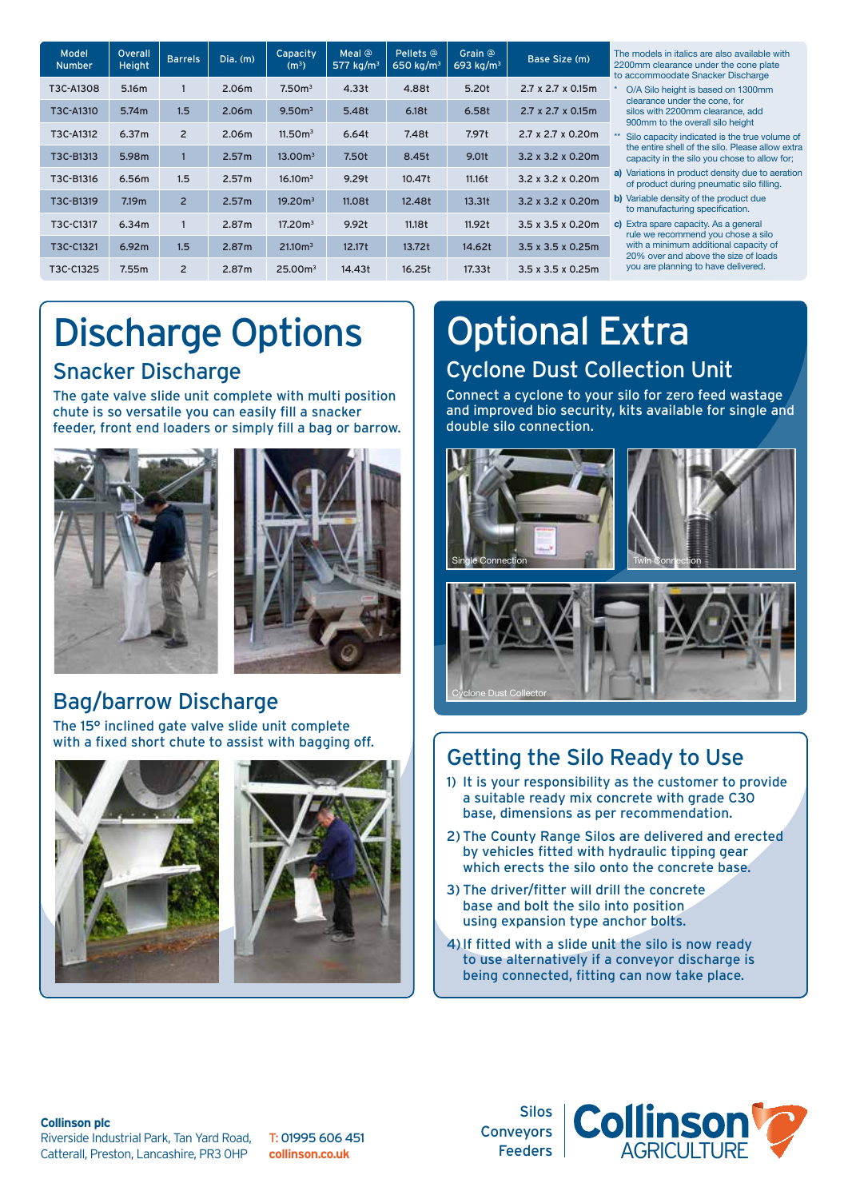| Model Number | Overall Height | Barrels | Dia. (m) | Capacity (m³) | Meal @ 577 kg/m³ | Pellets @ 650 kg/m³ | Grain @ 693 kg/m³ | Base Size (m) |
|---|---|---|---|---|---|---|---|---|
| T3C-A1308 | 5.16m | 1 | 2.06m | 7.50m³ | 4.33t | 4.88t | 5.20t | 2.7 x 2.7 x 0.15m |
| T3C-A1310 | 5.74m | 1.5 | 2.06m | 9.50m³ | 5.48t | 6.18t | 6.58t | 2.7 x 2.7 x 0.15m |
| T3C-A1312 | 6.37m | 2 | 2.06m | 11.50m³ | 6.64t | 7.48t | 7.97t | 2.7 x 2.7 x 0.20m |
| T3C-B1313 | 5.98m | 1 | 2.57m | 13.00m³ | 7.50t | 8.45t | 9.01t | 3.2 x 3.2 x 0.20m |
| T3C-B1316 | 6.56m | 1.5 | 2.57m | 16.10m³ | 9.29t | 10.47t | 11.16t | 3.2 x 3.2 x 0.20m |
| T3C-B1319 | 7.19m | 2 | 2.57m | 19.20m³ | 11.08t | 12.48t | 13.31t | 3.2 x 3.2 x 0.20m |
| T3C-C1317 | 6.34m | 1 | 2.87m | 17.20m³ | 9.92t | 11.18t | 11.92t | 3.5 x 3.5 x 0.20m |
| T3C-C1321 | 6.92m | 1.5 | 2.87m | 21.10m³ | 12.17t | 13.72t | 14.62t | 3.5 x 3.5 x 0.25m |
| T3C-C1325 | 7.55m | 2 | 2.87m | 25.00m³ | 14.43t | 16.25t | 17.33t | 3.5 x 3.5 x 0.25m |

The models in italics are also available with 2200mm clearance under the cone plate to accommoodate Snacker Discharge

\* O/A Silo height is based on 1300mm clearance under the cone, for silos with 2200mm clearance, add 900mm to the overall silo height

\*\* Silo capacity indicated is the true volume of the entire shell of the silo. Please allow extra capacity in the silo you chose to allow for;

a) Variations in product density due to aeration of product during pneumatic silo filling.

b) Variable density of the product due to manufacturing specification.

c) Extra spare capacity. As a general rule we recommend you chose a silo with a minimum additional capacity of 20% over and above the size of loads you are planning to have delivered.

# Discharge Options

## Snacker Discharge

The gate valve slide unit complete with multi position chute is so versatile you can easily fill a snacker feeder, front end loaders or simply fill a bag or barrow.

## Bag/barrow Discharge

The 15° inclined gate valve slide unit complete with a fixed short chute to assist with bagging off.

# Optional Extra

## Cyclone Dust Collection Unit

Connect a cyclone to your silo for zero feed wastage and improved bio security, kits available for single and double silo connection.

Single Connection

Twin Connection

Cyclone Dust Collector

## Getting the Silo Ready to Use

1) It is your responsibility as the customer to provide a suitable ready mix concrete with grade C30 base, dimensions as per recommendation.
2) The County Range Silos are delivered and erected by vehicles fitted with hydraulic tipping gear which erects the silo onto the concrete base.
3) The driver/fitter will drill the concrete base and bolt the silo into position using expansion type anchor bolts.
4) If fitted with a slide unit the silo is now ready to use alternatively if a conveyor discharge is being connected, fitting can now take place.

**Collinson plc**
Riverside Industrial Park, Tan Yard Road,
Catterall, Preston, Lancashire, PR3 0HP

T: 01995 606 451
collinson.co.uk

Silos
Conveyors
Feeders

Collinson AGRICULTURE